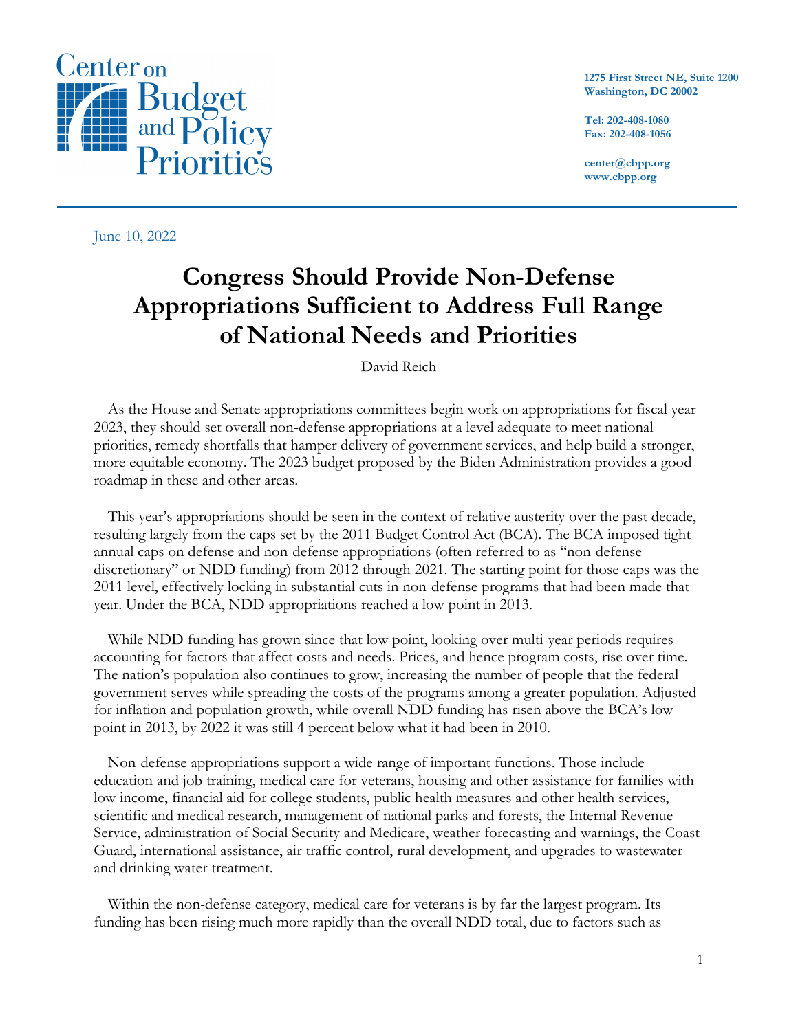Center on Budget and Policy Priorities

1275 First Street NE, Suite 1200
Washington, DC 20002

Tel: 202-408-1080
Fax: 202-408-1056

center@cbpp.org
www.cbpp.org

June 10, 2022

# Congress Should Provide Non-Defense Appropriations Sufficient to Address Full Range of National Needs and Priorities

David Reich

As the House and Senate appropriations committees begin work on appropriations for fiscal year 2023, they should set overall non-defense appropriations at a level adequate to meet national priorities, remedy shortfalls that hamper delivery of government services, and help build a stronger, more equitable economy. The 2023 budget proposed by the Biden Administration provides a good roadmap in these and other areas.

This year's appropriations should be seen in the context of relative austerity over the past decade, resulting largely from the caps set by the 2011 Budget Control Act (BCA). The BCA imposed tight annual caps on defense and non-defense appropriations (often referred to as "non-defense discretionary" or NDD funding) from 2012 through 2021. The starting point for those caps was the 2011 level, effectively locking in substantial cuts in non-defense programs that had been made that year. Under the BCA, NDD appropriations reached a low point in 2013.

While NDD funding has grown since that low point, looking over multi-year periods requires accounting for factors that affect costs and needs. Prices, and hence program costs, rise over time. The nation's population also continues to grow, increasing the number of people that the federal government serves while spreading the costs of the programs among a greater population. Adjusted for inflation and population growth, while overall NDD funding has risen above the BCA's low point in 2013, by 2022 it was still 4 percent below what it had been in 2010.

Non-defense appropriations support a wide range of important functions. Those include education and job training, medical care for veterans, housing and other assistance for families with low income, financial aid for college students, public health measures and other health services, scientific and medical research, management of national parks and forests, the Internal Revenue Service, administration of Social Security and Medicare, weather forecasting and warnings, the Coast Guard, international assistance, air traffic control, rural development, and upgrades to wastewater and drinking water treatment.

Within the non-defense category, medical care for veterans is by far the largest program. Its funding has been rising much more rapidly than the overall NDD total, due to factors such as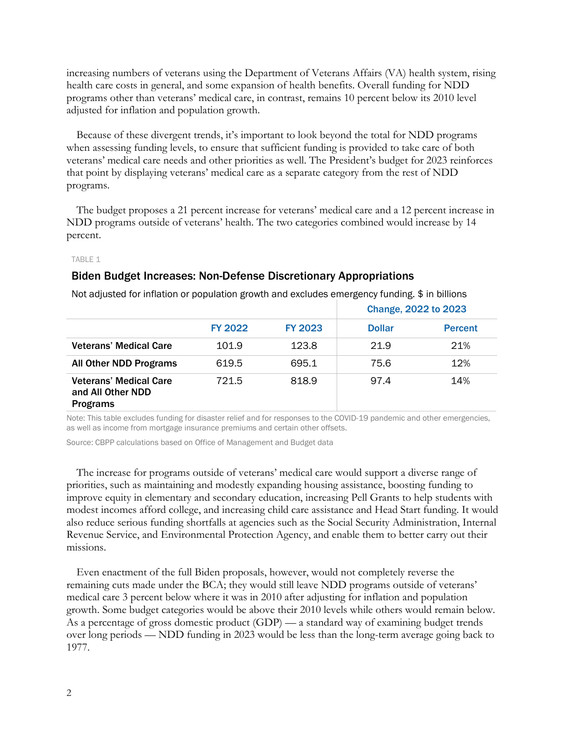increasing numbers of veterans using the Department of Veterans Affairs (VA) health system, rising health care costs in general, and some expansion of health benefits. Overall funding for NDD programs other than veterans' medical care, in contrast, remains 10 percent below its 2010 level adjusted for inflation and population growth.

Because of these divergent trends, it's important to look beyond the total for NDD programs when assessing funding levels, to ensure that sufficient funding is provided to take care of both veterans' medical care needs and other priorities as well. The President's budget for 2023 reinforces that point by displaying veterans' medical care as a separate category from the rest of NDD programs.

The budget proposes a 21 percent increase for veterans' medical care and a 12 percent increase in NDD programs outside of veterans' health. The two categories combined would increase by 14 percent.

TABLE 1

### Biden Budget Increases: Non-Defense Discretionary Appropriations

Not adjusted for inflation or population growth and excludes emergency funding. $ in billions

| | | | Change, 2022 to 2023 | |
|---|---|---|---|---|
| | FY 2022 | FY 2023 | Dollar | Percent |
| **Veterans' Medical Care** | 101.9 | 123.8 | 21.9 | 21% |
| **All Other NDD Programs** | 619.5 | 695.1 | 75.6 | 12% |
| **Veterans' Medical Care and All Other NDD Programs** | 721.5 | 818.9 | 97.4 | 14% |

Note: This table excludes funding for disaster relief and for responses to the COVID-19 pandemic and other emergencies, as well as income from mortgage insurance premiums and certain other offsets.

Source: CBPP calculations based on Office of Management and Budget data

The increase for programs outside of veterans' medical care would support a diverse range of priorities, such as maintaining and modestly expanding housing assistance, boosting funding to improve equity in elementary and secondary education, increasing Pell Grants to help students with modest incomes afford college, and increasing child care assistance and Head Start funding. It would also reduce serious funding shortfalls at agencies such as the Social Security Administration, Internal Revenue Service, and Environmental Protection Agency, and enable them to better carry out their missions.

Even enactment of the full Biden proposals, however, would not completely reverse the remaining cuts made under the BCA; they would still leave NDD programs outside of veterans' medical care 3 percent below where it was in 2010 after adjusting for inflation and population growth. Some budget categories would be above their 2010 levels while others would remain below. As a percentage of gross domestic product (GDP) — a standard way of examining budget trends over long periods — NDD funding in 2023 would be less than the long-term average going back to 1977.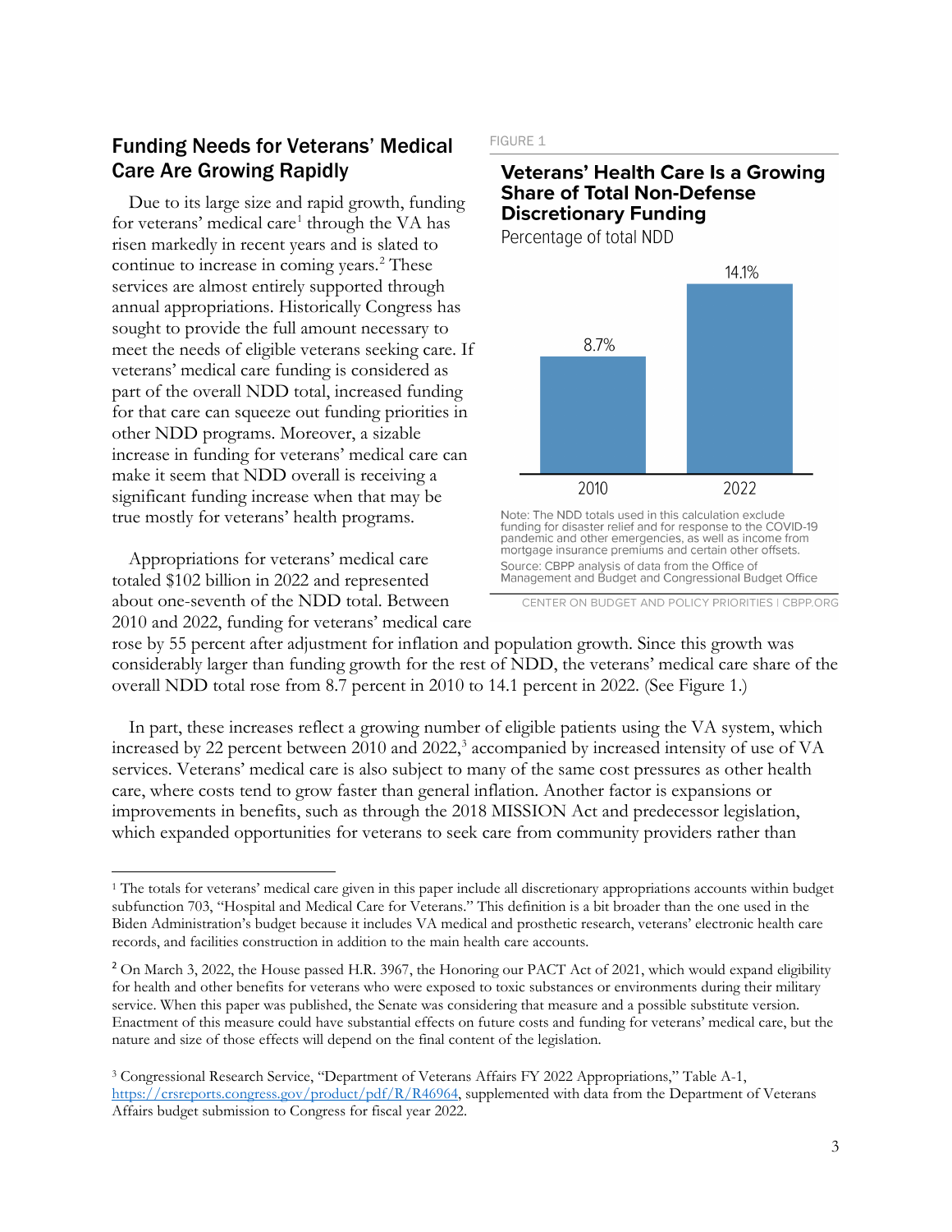## Funding Needs for Veterans' Medical Care Are Growing Rapidly

Due to its large size and rapid growth, funding for veterans' medical care[1] through the VA has risen markedly in recent years and is slated to continue to increase in coming years.[2] These services are almost entirely supported through annual appropriations. Historically Congress has sought to provide the full amount necessary to meet the needs of eligible veterans seeking care. If veterans' medical care funding is considered as part of the overall NDD total, increased funding for that care can squeeze out funding priorities in other NDD programs. Moreover, a sizable increase in funding for veterans' medical care can make it seem that NDD overall is receiving a significant funding increase when that may be true mostly for veterans' health programs.

FIGURE 1

**Veterans' Health Care Is a Growing Share of Total Non-Defense Discretionary Funding**

Percentage of total NDD

| Year | Percentage of total NDD |
|---|---|
| 2010 | 8.7% |
| 2022 | 14.1% |

Note: The NDD totals used in this calculation exclude funding for disaster relief and for response to the COVID-19 pandemic and other emergencies, as well as income from mortgage insurance premiums and certain other offsets.

Source: CBPP analysis of data from the Office of Management and Budget and Congressional Budget Office

CENTER ON BUDGET AND POLICY PRIORITIES | CBPP.ORG

Appropriations for veterans' medical care totaled $102 billion in 2022 and represented about one-seventh of the NDD total. Between 2010 and 2022, funding for veterans' medical care rose by 55 percent after adjustment for inflation and population growth. Since this growth was considerably larger than funding growth for the rest of NDD, the veterans' medical care share of the overall NDD total rose from 8.7 percent in 2010 to 14.1 percent in 2022. (See Figure 1.)

In part, these increases reflect a growing number of eligible patients using the VA system, which increased by 22 percent between 2010 and 2022,[3] accompanied by increased intensity of use of VA services. Veterans' medical care is also subject to many of the same cost pressures as other health care, where costs tend to grow faster than general inflation. Another factor is expansions or improvements in benefits, such as through the 2018 MISSION Act and predecessor legislation, which expanded opportunities for veterans to seek care from community providers rather than

---

[1] The totals for veterans' medical care given in this paper include all discretionary appropriations accounts within budget subfunction 703, "Hospital and Medical Care for Veterans." This definition is a bit broader than the one used in the Biden Administration's budget because it includes VA medical and prosthetic research, veterans' electronic health care records, and facilities construction in addition to the main health care accounts.

[2] On March 3, 2022, the House passed H.R. 3967, the Honoring our PACT Act of 2021, which would expand eligibility for health and other benefits for veterans who were exposed to toxic substances or environments during their military service. When this paper was published, the Senate was considering that measure and a possible substitute version. Enactment of this measure could have substantial effects on future costs and funding for veterans' medical care, but the nature and size of those effects will depend on the final content of the legislation.

[3] Congressional Research Service, "Department of Veterans Affairs FY 2022 Appropriations," Table A-1, https://crsreports.congress.gov/product/pdf/R/R46964, supplemented with data from the Department of Veterans Affairs budget submission to Congress for fiscal year 2022.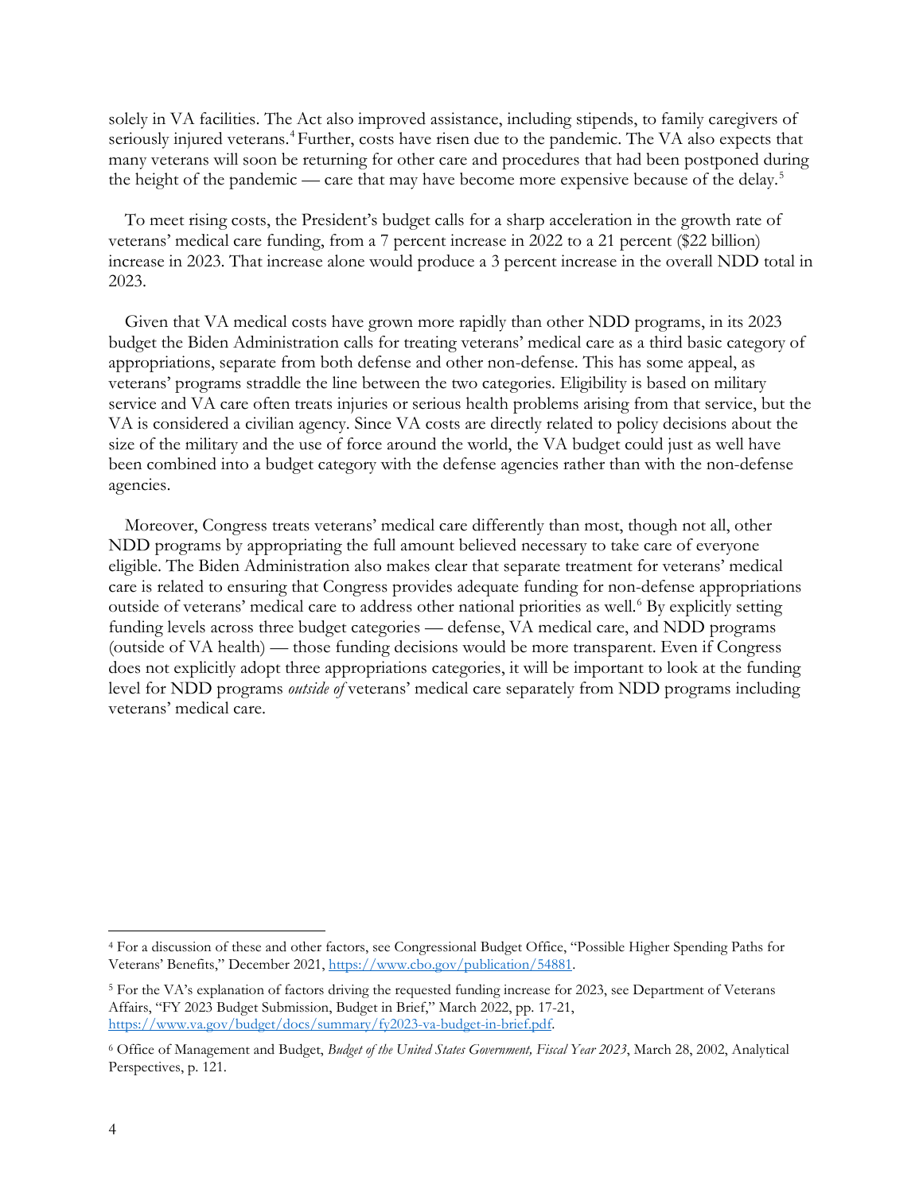solely in VA facilities. The Act also improved assistance, including stipends, to family caregivers of seriously injured veterans.[4] Further, costs have risen due to the pandemic. The VA also expects that many veterans will soon be returning for other care and procedures that had been postponed during the height of the pandemic — care that may have become more expensive because of the delay.[5]

To meet rising costs, the President's budget calls for a sharp acceleration in the growth rate of veterans' medical care funding, from a 7 percent increase in 2022 to a 21 percent ($22 billion) increase in 2023. That increase alone would produce a 3 percent increase in the overall NDD total in 2023.

Given that VA medical costs have grown more rapidly than other NDD programs, in its 2023 budget the Biden Administration calls for treating veterans' medical care as a third basic category of appropriations, separate from both defense and other non-defense. This has some appeal, as veterans' programs straddle the line between the two categories. Eligibility is based on military service and VA care often treats injuries or serious health problems arising from that service, but the VA is considered a civilian agency. Since VA costs are directly related to policy decisions about the size of the military and the use of force around the world, the VA budget could just as well have been combined into a budget category with the defense agencies rather than with the non-defense agencies.

Moreover, Congress treats veterans' medical care differently than most, though not all, other NDD programs by appropriating the full amount believed necessary to take care of everyone eligible. The Biden Administration also makes clear that separate treatment for veterans' medical care is related to ensuring that Congress provides adequate funding for non-defense appropriations outside of veterans' medical care to address other national priorities as well.[6] By explicitly setting funding levels across three budget categories — defense, VA medical care, and NDD programs (outside of VA health) — those funding decisions would be more transparent. Even if Congress does not explicitly adopt three appropriations categories, it will be important to look at the funding level for NDD programs *outside of* veterans' medical care separately from NDD programs including veterans' medical care.

---

[4] For a discussion of these and other factors, see Congressional Budget Office, "Possible Higher Spending Paths for Veterans' Benefits," December 2021, https://www.cbo.gov/publication/54881.

[5] For the VA's explanation of factors driving the requested funding increase for 2023, see Department of Veterans Affairs, "FY 2023 Budget Submission, Budget in Brief," March 2022, pp. 17-21, https://www.va.gov/budget/docs/summary/fy2023-va-budget-in-brief.pdf.

[6] Office of Management and Budget, *Budget of the United States Government, Fiscal Year 2023*, March 28, 2002, Analytical Perspectives, p. 121.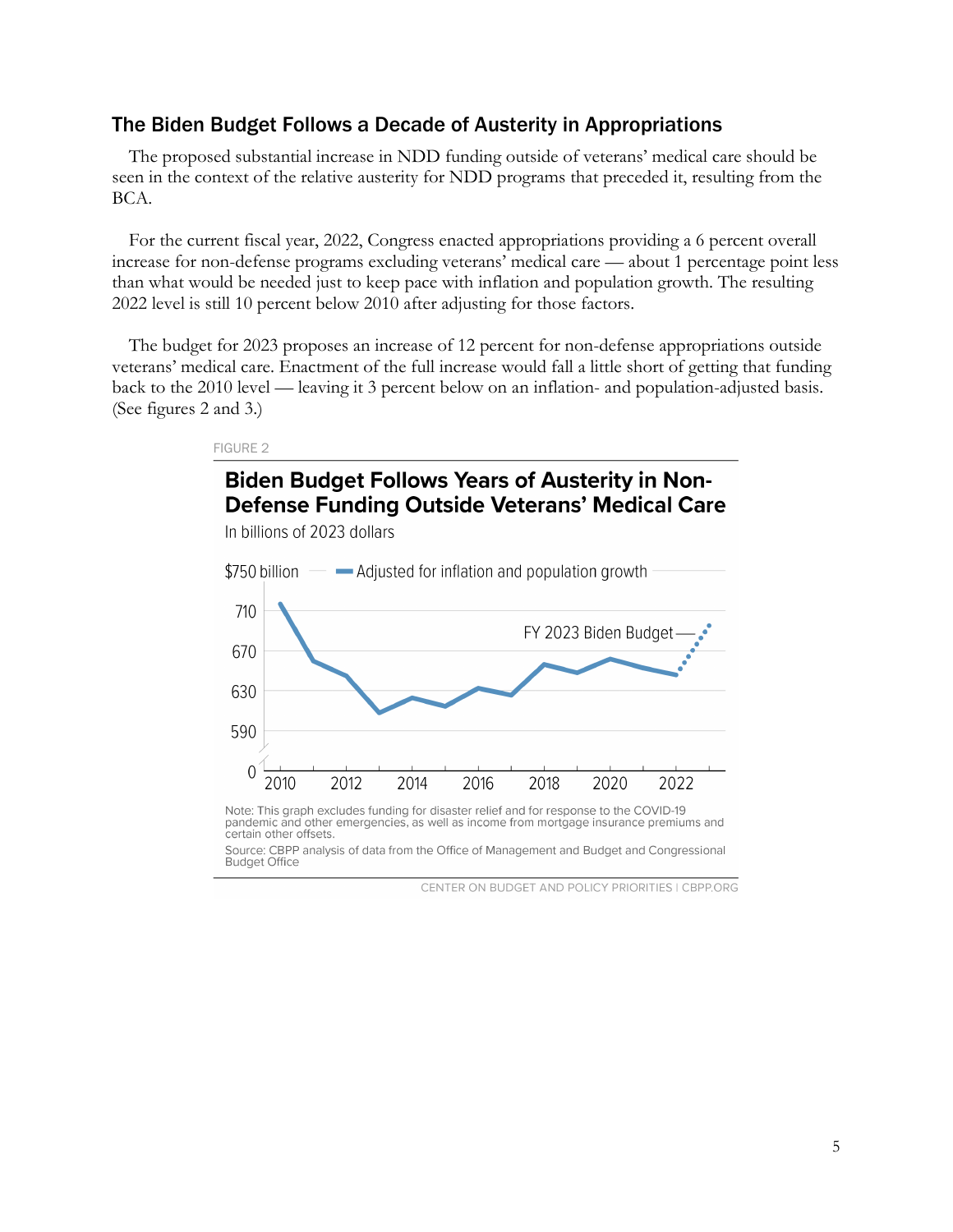## The Biden Budget Follows a Decade of Austerity in Appropriations

The proposed substantial increase in NDD funding outside of veterans' medical care should be seen in the context of the relative austerity for NDD programs that preceded it, resulting from the BCA.

For the current fiscal year, 2022, Congress enacted appropriations providing a 6 percent overall increase for non-defense programs excluding veterans' medical care — about 1 percentage point less than what would be needed just to keep pace with inflation and population growth. The resulting 2022 level is still 10 percent below 2010 after adjusting for those factors.

The budget for 2023 proposes an increase of 12 percent for non-defense appropriations outside veterans' medical care. Enactment of the full increase would fall a little short of getting that funding back to the 2010 level — leaving it 3 percent below on an inflation- and population-adjusted basis. (See figures 2 and 3.)

FIGURE 2

**Biden Budget Follows Years of Austerity in Non-Defense Funding Outside Veterans' Medical Care**

In billions of 2023 dollars

Note: This graph excludes funding for disaster relief and for response to the COVID-19 pandemic and other emergencies, as well as income from mortgage insurance premiums and certain other offsets.

Source: CBPP analysis of data from the Office of Management and Budget and Congressional Budget Office

CENTER ON BUDGET AND POLICY PRIORITIES | CBPP.ORG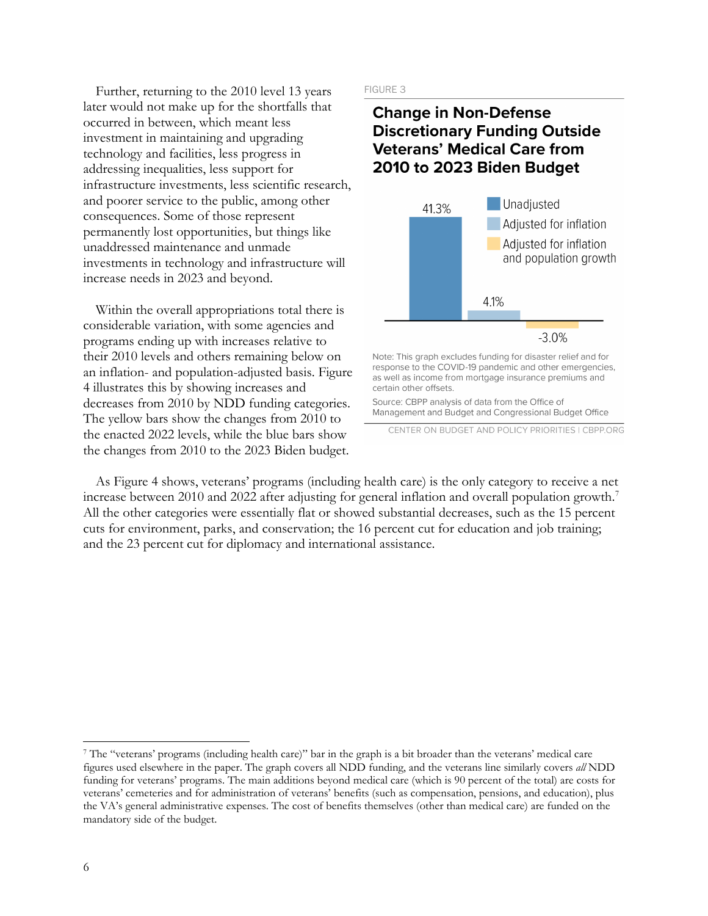Further, returning to the 2010 level 13 years later would not make up for the shortfalls that occurred in between, which meant less investment in maintaining and upgrading technology and facilities, less progress in addressing inequalities, less support for infrastructure investments, less scientific research, and poorer service to the public, among other consequences. Some of those represent permanently lost opportunities, but things like unaddressed maintenance and unmade investments in technology and infrastructure will increase needs in 2023 and beyond.

Within the overall appropriations total there is considerable variation, with some agencies and programs ending up with increases relative to their 2010 levels and others remaining below on an inflation- and population-adjusted basis. Figure 4 illustrates this by showing increases and decreases from 2010 by NDD funding categories. The yellow bars show the changes from 2010 to the enacted 2022 levels, while the blue bars show the changes from 2010 to the 2023 Biden budget.

FIGURE 3

**Change in Non-Defense Discretionary Funding Outside Veterans' Medical Care from 2010 to 2023 Biden Budget**

| | Change |
|---|---|
| Unadjusted | 41.3% |
| Adjusted for inflation | 4.1% |
| Adjusted for inflation and population growth | -3.0% |

Note: This graph excludes funding for disaster relief and for response to the COVID-19 pandemic and other emergencies, as well as income from mortgage insurance premiums and certain other offsets.

Source: CBPP analysis of data from the Office of Management and Budget and Congressional Budget Office

CENTER ON BUDGET AND POLICY PRIORITIES | CBPP.ORG

As Figure 4 shows, veterans' programs (including health care) is the only category to receive a net increase between 2010 and 2022 after adjusting for general inflation and overall population growth.[7] All the other categories were essentially flat or showed substantial decreases, such as the 15 percent cuts for environment, parks, and conservation; the 16 percent cut for education and job training; and the 23 percent cut for diplomacy and international assistance.

---

[7] The "veterans' programs (including health care)" bar in the graph is a bit broader than the veterans' medical care figures used elsewhere in the paper. The graph covers all NDD funding, and the veterans line similarly covers *all* NDD funding for veterans' programs. The main additions beyond medical care (which is 90 percent of the total) are costs for veterans' cemeteries and for administration of veterans' benefits (such as compensation, pensions, and education), plus the VA's general administrative expenses. The cost of benefits themselves (other than medical care) are funded on the mandatory side of the budget.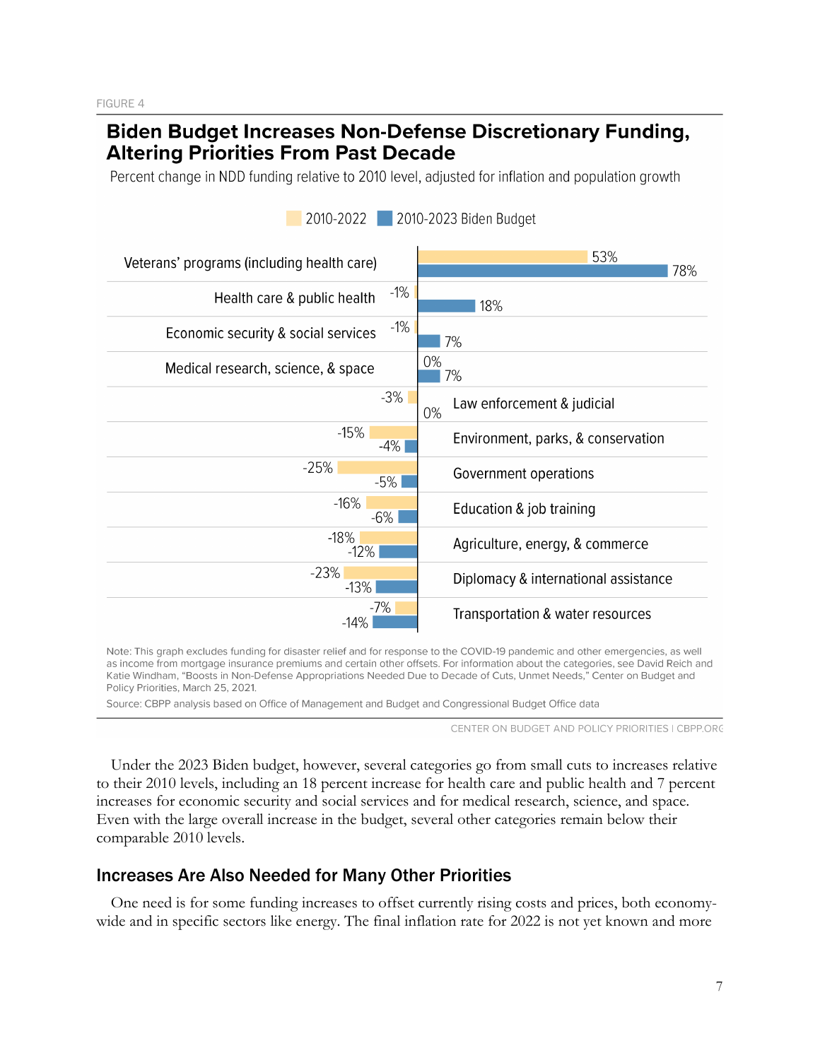FIGURE 4

## Biden Budget Increases Non-Defense Discretionary Funding, Altering Priorities From Past Decade

Percent change in NDD funding relative to 2010 level, adjusted for inflation and population growth

| Category | 2010-2022 | 2010-2023 Biden Budget |
|---|---|---|
| Veterans' programs (including health care) | 53% | 78% |
| Health care & public health | -1% | 18% |
| Economic security & social services | -1% | 7% |
| Medical research, science, & space | 0% | 7% |
| Law enforcement & judicial | -3% | 0% |
| Environment, parks, & conservation | -15% | -4% |
| Government operations | -25% | -5% |
| Education & job training | -16% | -6% |
| Agriculture, energy, & commerce | -18% | -12% |
| Diplomacy & international assistance | -23% | -13% |
| Transportation & water resources | -7% | -14% |

Note: This graph excludes funding for disaster relief and for response to the COVID-19 pandemic and other emergencies, as well as income from mortgage insurance premiums and certain other offsets. For information about the categories, see David Reich and Katie Windham, "Boosts in Non-Defense Appropriations Needed Due to Decade of Cuts, Unmet Needs," Center on Budget and Policy Priorities, March 25, 2021.

Source: CBPP analysis based on Office of Management and Budget and Congressional Budget Office data

CENTER ON BUDGET AND POLICY PRIORITIES | CBPP.ORG

Under the 2023 Biden budget, however, several categories go from small cuts to increases relative to their 2010 levels, including an 18 percent increase for health care and public health and 7 percent increases for economic security and social services and for medical research, science, and space. Even with the large overall increase in the budget, several other categories remain below their comparable 2010 levels.

## Increases Are Also Needed for Many Other Priorities

One need is for some funding increases to offset currently rising costs and prices, both economy-wide and in specific sectors like energy. The final inflation rate for 2022 is not yet known and more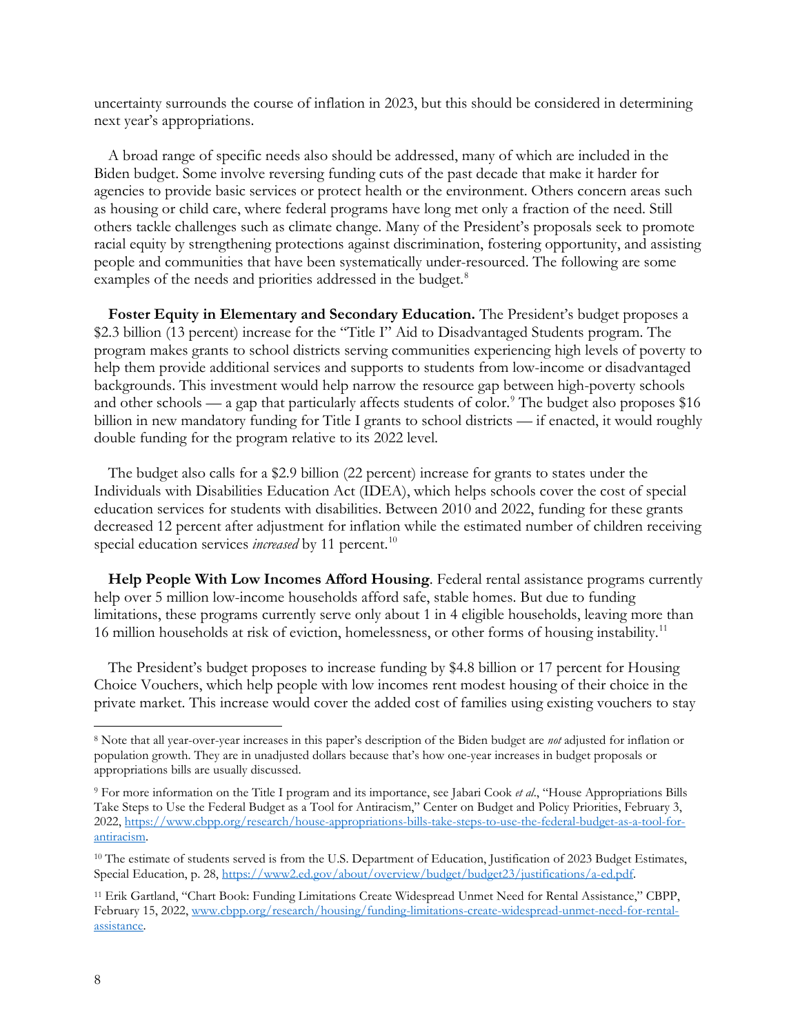uncertainty surrounds the course of inflation in 2023, but this should be considered in determining next year's appropriations.

A broad range of specific needs also should be addressed, many of which are included in the Biden budget. Some involve reversing funding cuts of the past decade that make it harder for agencies to provide basic services or protect health or the environment. Others concern areas such as housing or child care, where federal programs have long met only a fraction of the need. Still others tackle challenges such as climate change. Many of the President's proposals seek to promote racial equity by strengthening protections against discrimination, fostering opportunity, and assisting people and communities that have been systematically under-resourced. The following are some examples of the needs and priorities addressed in the budget.[8]

**Foster Equity in Elementary and Secondary Education.** The President's budget proposes a $2.3 billion (13 percent) increase for the "Title I" Aid to Disadvantaged Students program. The program makes grants to school districts serving communities experiencing high levels of poverty to help them provide additional services and supports to students from low-income or disadvantaged backgrounds. This investment would help narrow the resource gap between high-poverty schools and other schools — a gap that particularly affects students of color.[9] The budget also proposes $16 billion in new mandatory funding for Title I grants to school districts — if enacted, it would roughly double funding for the program relative to its 2022 level.

The budget also calls for a $2.9 billion (22 percent) increase for grants to states under the Individuals with Disabilities Education Act (IDEA), which helps schools cover the cost of special education services for students with disabilities. Between 2010 and 2022, funding for these grants decreased 12 percent after adjustment for inflation while the estimated number of children receiving special education services *increased* by 11 percent.[10]

**Help People With Low Incomes Afford Housing**. Federal rental assistance programs currently help over 5 million low-income households afford safe, stable homes. But due to funding limitations, these programs currently serve only about 1 in 4 eligible households, leaving more than 16 million households at risk of eviction, homelessness, or other forms of housing instability.[11]

The President's budget proposes to increase funding by $4.8 billion or 17 percent for Housing Choice Vouchers, which help people with low incomes rent modest housing of their choice in the private market. This increase would cover the added cost of families using existing vouchers to stay

---

[8] Note that all year-over-year increases in this paper's description of the Biden budget are *not* adjusted for inflation or population growth. They are in unadjusted dollars because that's how one-year increases in budget proposals or appropriations bills are usually discussed.

[9] For more information on the Title I program and its importance, see Jabari Cook *et al*., "House Appropriations Bills Take Steps to Use the Federal Budget as a Tool for Antiracism," Center on Budget and Policy Priorities, February 3, 2022, https://www.cbpp.org/research/house-appropriations-bills-take-steps-to-use-the-federal-budget-as-a-tool-for-antiracism.

[10] The estimate of students served is from the U.S. Department of Education, Justification of 2023 Budget Estimates, Special Education, p. 28, https://www2.ed.gov/about/overview/budget/budget23/justifications/a-ed.pdf.

[11] Erik Gartland, "Chart Book: Funding Limitations Create Widespread Unmet Need for Rental Assistance," CBPP, February 15, 2022, www.cbpp.org/research/housing/funding-limitations-create-widespread-unmet-need-for-rental-assistance.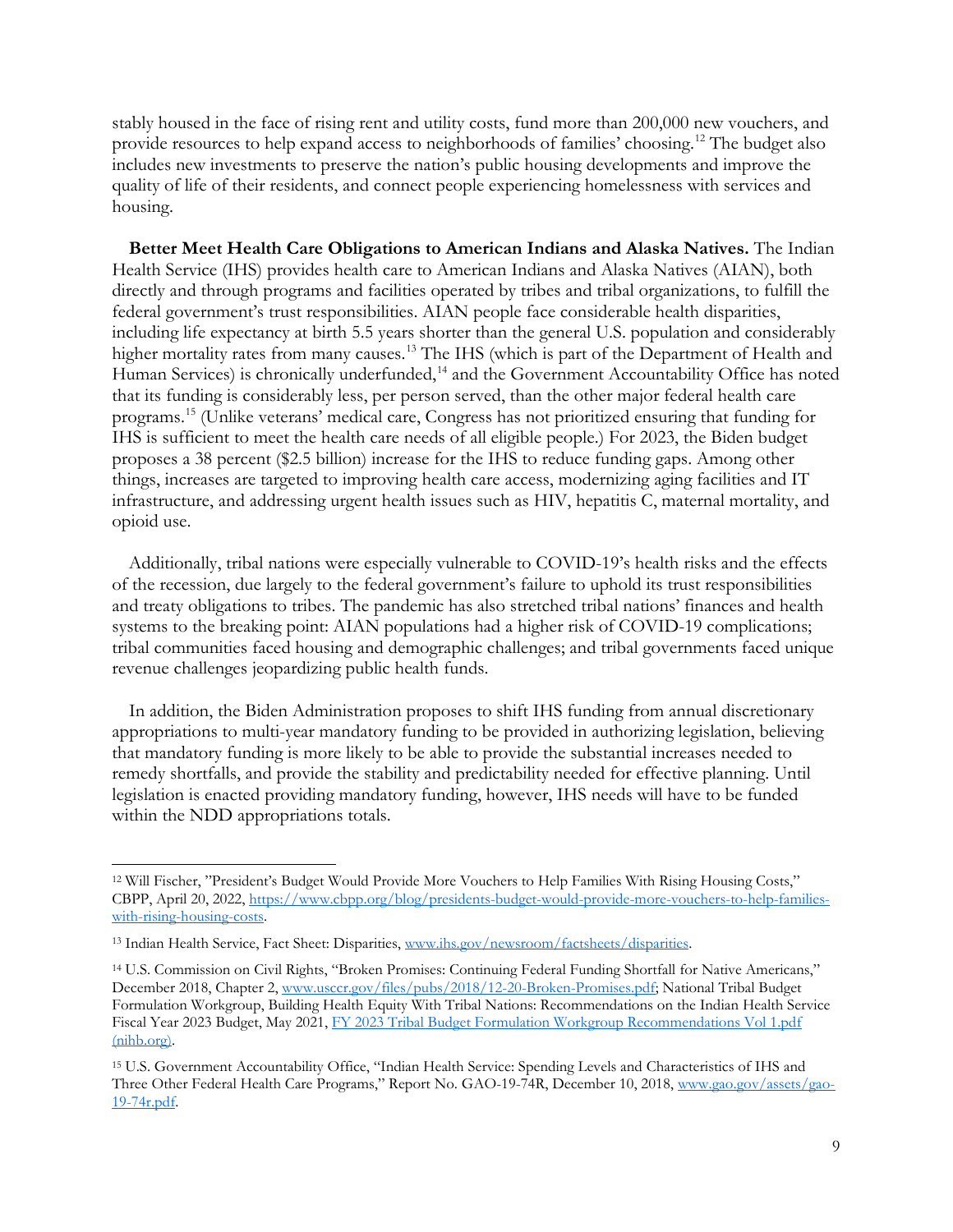stably housed in the face of rising rent and utility costs, fund more than 200,000 new vouchers, and provide resources to help expand access to neighborhoods of families' choosing.[12] The budget also includes new investments to preserve the nation's public housing developments and improve the quality of life of their residents, and connect people experiencing homelessness with services and housing.

**Better Meet Health Care Obligations to American Indians and Alaska Natives.** The Indian Health Service (IHS) provides health care to American Indians and Alaska Natives (AIAN), both directly and through programs and facilities operated by tribes and tribal organizations, to fulfill the federal government's trust responsibilities. AIAN people face considerable health disparities, including life expectancy at birth 5.5 years shorter than the general U.S. population and considerably higher mortality rates from many causes.[13] The IHS (which is part of the Department of Health and Human Services) is chronically underfunded,[14] and the Government Accountability Office has noted that its funding is considerably less, per person served, than the other major federal health care programs.[15] (Unlike veterans' medical care, Congress has not prioritized ensuring that funding for IHS is sufficient to meet the health care needs of all eligible people.) For 2023, the Biden budget proposes a 38 percent ($2.5 billion) increase for the IHS to reduce funding gaps. Among other things, increases are targeted to improving health care access, modernizing aging facilities and IT infrastructure, and addressing urgent health issues such as HIV, hepatitis C, maternal mortality, and opioid use.

Additionally, tribal nations were especially vulnerable to COVID-19's health risks and the effects of the recession, due largely to the federal government's failure to uphold its trust responsibilities and treaty obligations to tribes. The pandemic has also stretched tribal nations' finances and health systems to the breaking point: AIAN populations had a higher risk of COVID-19 complications; tribal communities faced housing and demographic challenges; and tribal governments faced unique revenue challenges jeopardizing public health funds.

In addition, the Biden Administration proposes to shift IHS funding from annual discretionary appropriations to multi-year mandatory funding to be provided in authorizing legislation, believing that mandatory funding is more likely to be able to provide the substantial increases needed to remedy shortfalls, and provide the stability and predictability needed for effective planning. Until legislation is enacted providing mandatory funding, however, IHS needs will have to be funded within the NDD appropriations totals.

---

[12] Will Fischer, "President's Budget Would Provide More Vouchers to Help Families With Rising Housing Costs," CBPP, April 20, 2022, https://www.cbpp.org/blog/presidents-budget-would-provide-more-vouchers-to-help-families-with-rising-housing-costs.

[13] Indian Health Service, Fact Sheet: Disparities, www.ihs.gov/newsroom/factsheets/disparities.

[14] U.S. Commission on Civil Rights, "Broken Promises: Continuing Federal Funding Shortfall for Native Americans," December 2018, Chapter 2, www.usccr.gov/files/pubs/2018/12-20-Broken-Promises.pdf; National Tribal Budget Formulation Workgroup, Building Health Equity With Tribal Nations: Recommendations on the Indian Health Service Fiscal Year 2023 Budget, May 2021, FY 2023 Tribal Budget Formulation Workgroup Recommendations Vol 1.pdf (nihb.org).

[15] U.S. Government Accountability Office, "Indian Health Service: Spending Levels and Characteristics of IHS and Three Other Federal Health Care Programs," Report No. GAO-19-74R, December 10, 2018, www.gao.gov/assets/gao-19-74r.pdf.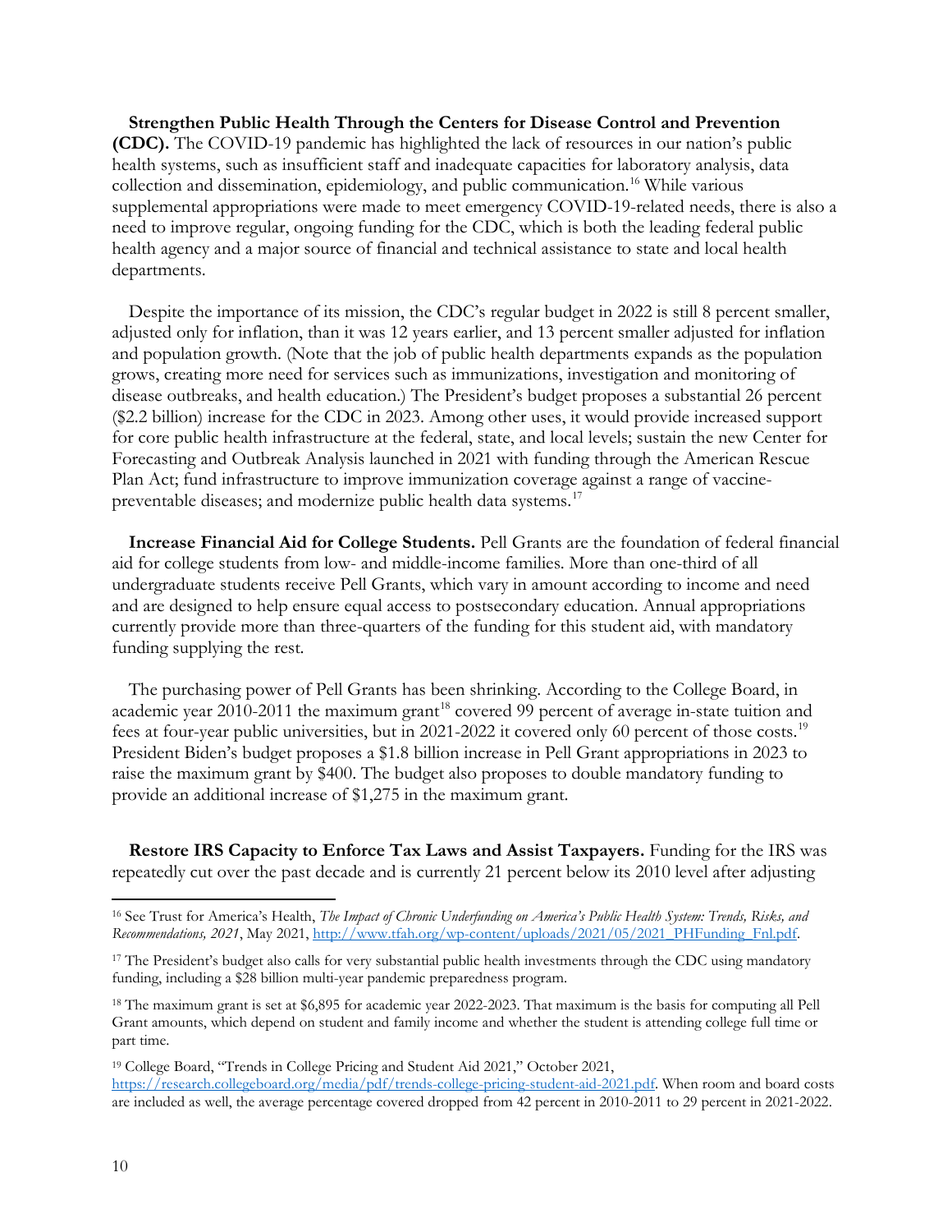**Strengthen Public Health Through the Centers for Disease Control and Prevention (CDC).** The COVID-19 pandemic has highlighted the lack of resources in our nation's public health systems, such as insufficient staff and inadequate capacities for laboratory analysis, data collection and dissemination, epidemiology, and public communication.[16] While various supplemental appropriations were made to meet emergency COVID-19-related needs, there is also a need to improve regular, ongoing funding for the CDC, which is both the leading federal public health agency and a major source of financial and technical assistance to state and local health departments.

Despite the importance of its mission, the CDC's regular budget in 2022 is still 8 percent smaller, adjusted only for inflation, than it was 12 years earlier, and 13 percent smaller adjusted for inflation and population growth. (Note that the job of public health departments expands as the population grows, creating more need for services such as immunizations, investigation and monitoring of disease outbreaks, and health education.) The President's budget proposes a substantial 26 percent ($2.2 billion) increase for the CDC in 2023. Among other uses, it would provide increased support for core public health infrastructure at the federal, state, and local levels; sustain the new Center for Forecasting and Outbreak Analysis launched in 2021 with funding through the American Rescue Plan Act; fund infrastructure to improve immunization coverage against a range of vaccine-preventable diseases; and modernize public health data systems.[17]

**Increase Financial Aid for College Students.** Pell Grants are the foundation of federal financial aid for college students from low- and middle-income families. More than one-third of all undergraduate students receive Pell Grants, which vary in amount according to income and need and are designed to help ensure equal access to postsecondary education. Annual appropriations currently provide more than three-quarters of the funding for this student aid, with mandatory funding supplying the rest.

The purchasing power of Pell Grants has been shrinking. According to the College Board, in academic year 2010-2011 the maximum grant[18] covered 99 percent of average in-state tuition and fees at four-year public universities, but in 2021-2022 it covered only 60 percent of those costs.[19] President Biden's budget proposes a $1.8 billion increase in Pell Grant appropriations in 2023 to raise the maximum grant by $400. The budget also proposes to double mandatory funding to provide an additional increase of $1,275 in the maximum grant.

**Restore IRS Capacity to Enforce Tax Laws and Assist Taxpayers.** Funding for the IRS was repeatedly cut over the past decade and is currently 21 percent below its 2010 level after adjusting

---

[16] See Trust for America's Health, *The Impact of Chronic Underfunding on America's Public Health System: Trends, Risks, and Recommendations, 2021*, May 2021, http://www.tfah.org/wp-content/uploads/2021/05/2021_PHFunding_Fnl.pdf.

[17] The President's budget also calls for very substantial public health investments through the CDC using mandatory funding, including a $28 billion multi-year pandemic preparedness program.

[18] The maximum grant is set at $6,895 for academic year 2022-2023. That maximum is the basis for computing all Pell Grant amounts, which depend on student and family income and whether the student is attending college full time or part time.

[19] College Board, "Trends in College Pricing and Student Aid 2021," October 2021, https://research.collegeboard.org/media/pdf/trends-college-pricing-student-aid-2021.pdf. When room and board costs are included as well, the average percentage covered dropped from 42 percent in 2010-2011 to 29 percent in 2021-2022.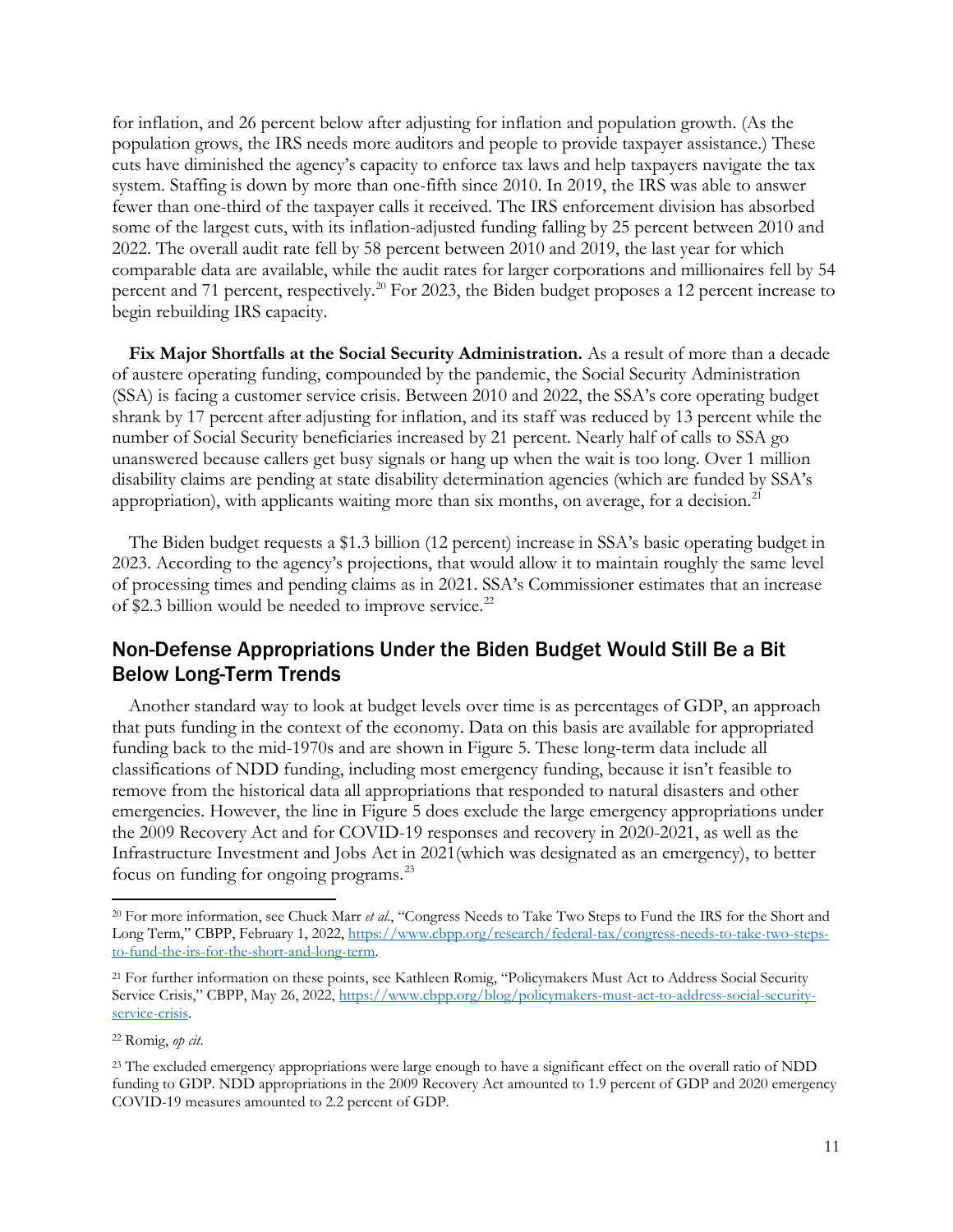for inflation, and 26 percent below after adjusting for inflation and population growth. (As the population grows, the IRS needs more auditors and people to provide taxpayer assistance.) These cuts have diminished the agency's capacity to enforce tax laws and help taxpayers navigate the tax system. Staffing is down by more than one-fifth since 2010. In 2019, the IRS was able to answer fewer than one-third of the taxpayer calls it received. The IRS enforcement division has absorbed some of the largest cuts, with its inflation-adjusted funding falling by 25 percent between 2010 and 2022. The overall audit rate fell by 58 percent between 2010 and 2019, the last year for which comparable data are available, while the audit rates for larger corporations and millionaires fell by 54 percent and 71 percent, respectively.[20] For 2023, the Biden budget proposes a 12 percent increase to begin rebuilding IRS capacity.

**Fix Major Shortfalls at the Social Security Administration.** As a result of more than a decade of austere operating funding, compounded by the pandemic, the Social Security Administration (SSA) is facing a customer service crisis. Between 2010 and 2022, the SSA's core operating budget shrank by 17 percent after adjusting for inflation, and its staff was reduced by 13 percent while the number of Social Security beneficiaries increased by 21 percent. Nearly half of calls to SSA go unanswered because callers get busy signals or hang up when the wait is too long. Over 1 million disability claims are pending at state disability determination agencies (which are funded by SSA's appropriation), with applicants waiting more than six months, on average, for a decision.[21]

The Biden budget requests a $1.3 billion (12 percent) increase in SSA's basic operating budget in 2023. According to the agency's projections, that would allow it to maintain roughly the same level of processing times and pending claims as in 2021. SSA's Commissioner estimates that an increase of $2.3 billion would be needed to improve service.[22]

## Non-Defense Appropriations Under the Biden Budget Would Still Be a Bit Below Long-Term Trends

Another standard way to look at budget levels over time is as percentages of GDP, an approach that puts funding in the context of the economy. Data on this basis are available for appropriated funding back to the mid-1970s and are shown in Figure 5. These long-term data include all classifications of NDD funding, including most emergency funding, because it isn't feasible to remove from the historical data all appropriations that responded to natural disasters and other emergencies. However, the line in Figure 5 does exclude the large emergency appropriations under the 2009 Recovery Act and for COVID-19 responses and recovery in 2020-2021, as well as the Infrastructure Investment and Jobs Act in 2021(which was designated as an emergency), to better focus on funding for ongoing programs.[23]

---

[20] For more information, see Chuck Marr *et al.*, "Congress Needs to Take Two Steps to Fund the IRS for the Short and Long Term," CBPP, February 1, 2022, https://www.cbpp.org/research/federal-tax/congress-needs-to-take-two-steps-to-fund-the-irs-for-the-short-and-long-term.

[21] For further information on these points, see Kathleen Romig, "Policymakers Must Act to Address Social Security Service Crisis," CBPP, May 26, 2022, https://www.cbpp.org/blog/policymakers-must-act-to-address-social-security-service-crisis.

[22] Romig, *op cit*.

[23] The excluded emergency appropriations were large enough to have a significant effect on the overall ratio of NDD funding to GDP. NDD appropriations in the 2009 Recovery Act amounted to 1.9 percent of GDP and 2020 emergency COVID-19 measures amounted to 2.2 percent of GDP.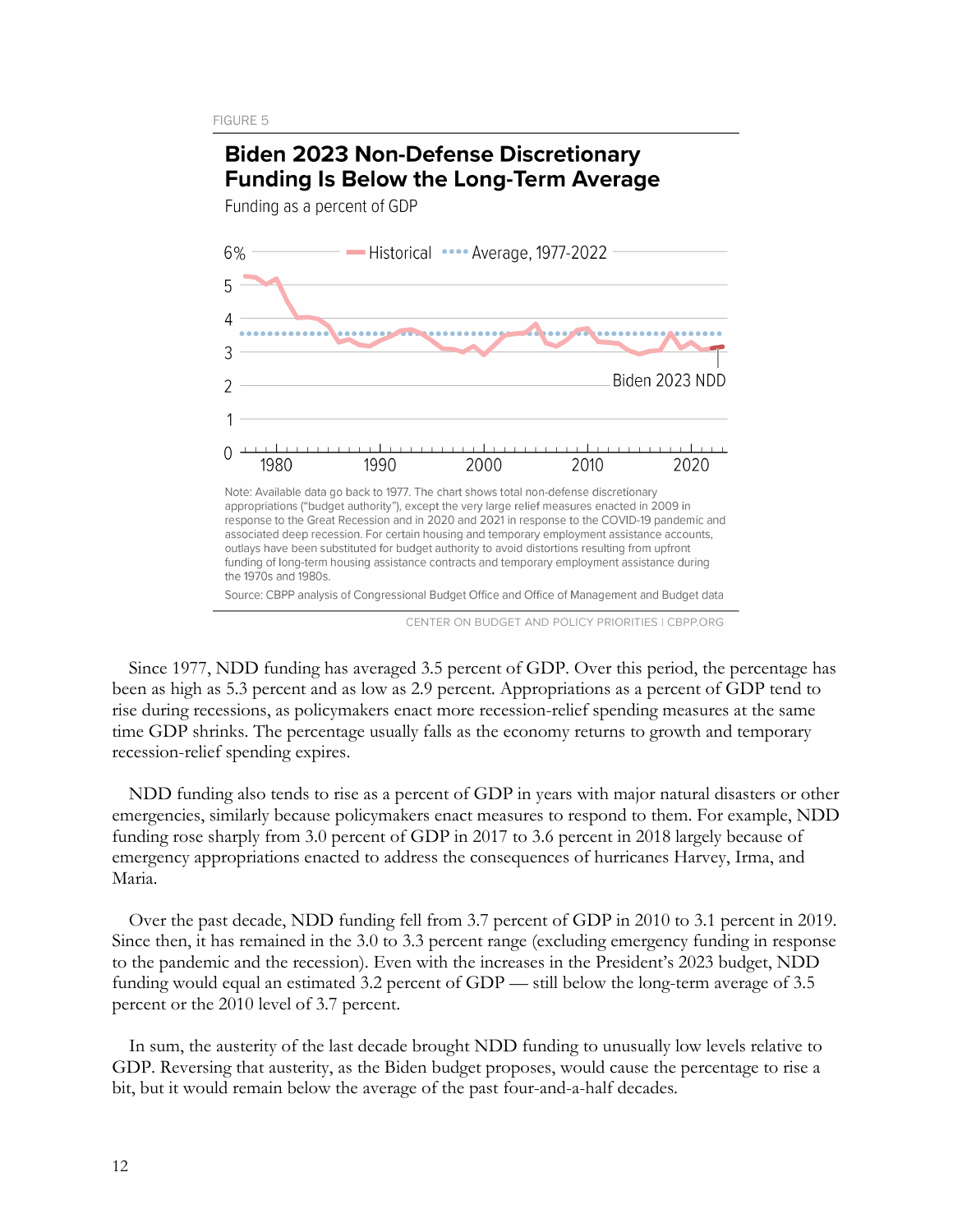FIGURE 5

**Biden 2023 Non-Defense Discretionary Funding Is Below the Long-Term Average**

Funding as a percent of GDP

Note: Available data go back to 1977. The chart shows total non-defense discretionary appropriations ("budget authority"), except the very large relief measures enacted in 2009 in response to the Great Recession and in 2020 and 2021 in response to the COVID-19 pandemic and associated deep recession. For certain housing and temporary employment assistance accounts, outlays have been substituted for budget authority to avoid distortions resulting from upfront funding of long-term housing assistance contracts and temporary employment assistance during the 1970s and 1980s.

Source: CBPP analysis of Congressional Budget Office and Office of Management and Budget data

CENTER ON BUDGET AND POLICY PRIORITIES | CBPP.ORG

Since 1977, NDD funding has averaged 3.5 percent of GDP. Over this period, the percentage has been as high as 5.3 percent and as low as 2.9 percent. Appropriations as a percent of GDP tend to rise during recessions, as policymakers enact more recession-relief spending measures at the same time GDP shrinks. The percentage usually falls as the economy returns to growth and temporary recession-relief spending expires.

NDD funding also tends to rise as a percent of GDP in years with major natural disasters or other emergencies, similarly because policymakers enact measures to respond to them. For example, NDD funding rose sharply from 3.0 percent of GDP in 2017 to 3.6 percent in 2018 largely because of emergency appropriations enacted to address the consequences of hurricanes Harvey, Irma, and Maria.

Over the past decade, NDD funding fell from 3.7 percent of GDP in 2010 to 3.1 percent in 2019. Since then, it has remained in the 3.0 to 3.3 percent range (excluding emergency funding in response to the pandemic and the recession). Even with the increases in the President's 2023 budget, NDD funding would equal an estimated 3.2 percent of GDP — still below the long-term average of 3.5 percent or the 2010 level of 3.7 percent.

In sum, the austerity of the last decade brought NDD funding to unusually low levels relative to GDP. Reversing that austerity, as the Biden budget proposes, would cause the percentage to rise a bit, but it would remain below the average of the past four-and-a-half decades.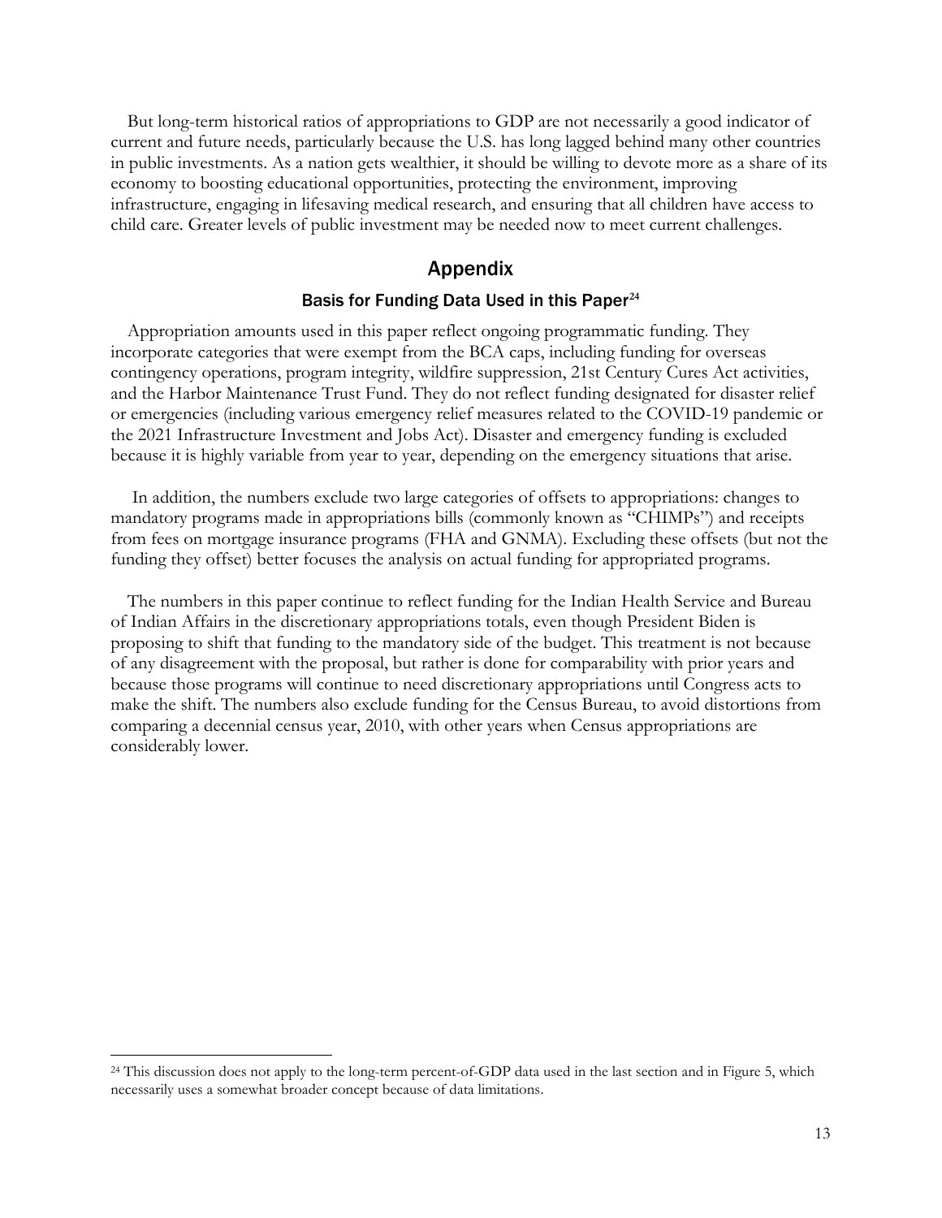But long-term historical ratios of appropriations to GDP are not necessarily a good indicator of current and future needs, particularly because the U.S. has long lagged behind many other countries in public investments. As a nation gets wealthier, it should be willing to devote more as a share of its economy to boosting educational opportunities, protecting the environment, improving infrastructure, engaging in lifesaving medical research, and ensuring that all children have access to child care. Greater levels of public investment may be needed now to meet current challenges.

## Appendix

### Basis for Funding Data Used in this Paper[24]

Appropriation amounts used in this paper reflect ongoing programmatic funding. They incorporate categories that were exempt from the BCA caps, including funding for overseas contingency operations, program integrity, wildfire suppression, 21st Century Cures Act activities, and the Harbor Maintenance Trust Fund. They do not reflect funding designated for disaster relief or emergencies (including various emergency relief measures related to the COVID-19 pandemic or the 2021 Infrastructure Investment and Jobs Act). Disaster and emergency funding is excluded because it is highly variable from year to year, depending on the emergency situations that arise.

In addition, the numbers exclude two large categories of offsets to appropriations: changes to mandatory programs made in appropriations bills (commonly known as "CHIMPs") and receipts from fees on mortgage insurance programs (FHA and GNMA). Excluding these offsets (but not the funding they offset) better focuses the analysis on actual funding for appropriated programs.

The numbers in this paper continue to reflect funding for the Indian Health Service and Bureau of Indian Affairs in the discretionary appropriations totals, even though President Biden is proposing to shift that funding to the mandatory side of the budget. This treatment is not because of any disagreement with the proposal, but rather is done for comparability with prior years and because those programs will continue to need discretionary appropriations until Congress acts to make the shift. The numbers also exclude funding for the Census Bureau, to avoid distortions from comparing a decennial census year, 2010, with other years when Census appropriations are considerably lower.

[24] This discussion does not apply to the long-term percent-of-GDP data used in the last section and in Figure 5, which necessarily uses a somewhat broader concept because of data limitations.